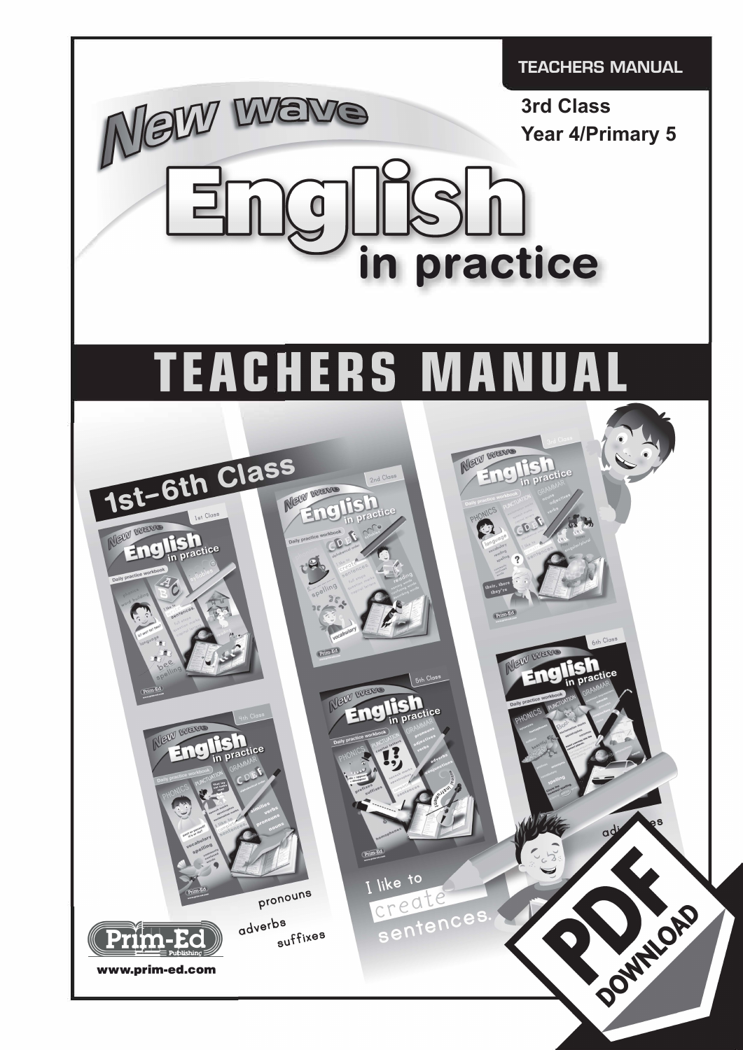TEACHERS MANUAL

3rd Class
Year 4/Primary 5

# New Wave English in practice

# TEACHERS MANUAL

1st–6th Class

pronouns
adverbs
suffixes

I like to create sentences.

Prim-Ed Publishing
www.prim-ed.com

PDF DOWNLOAD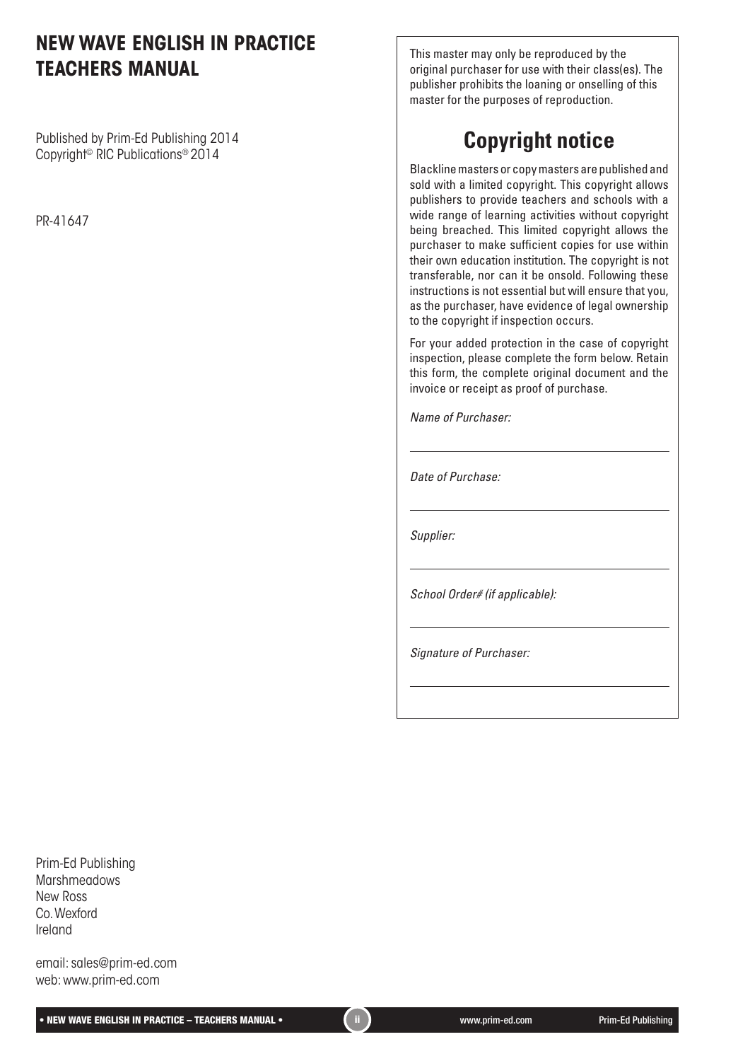# NEW WAVE ENGLISH IN PRACTICE TEACHERS MANUAL

Published by Prim-Ed Publishing 2014
Copyright© RIC Publications® 2014

PR-41647

This master may only be reproduced by the original purchaser for use with their class(es). The publisher prohibits the loaning or onselling of this master for the purposes of reproduction.

## Copyright notice

Blackline masters or copy masters are published and sold with a limited copyright. This copyright allows publishers to provide teachers and schools with a wide range of learning activities without copyright being breached. This limited copyright allows the purchaser to make sufficient copies for use within their own education institution. The copyright is not transferable, nor can it be onsold. Following these instructions is not essential but will ensure that you, as the purchaser, have evidence of legal ownership to the copyright if inspection occurs.

For your added protection in the case of copyright inspection, please complete the form below. Retain this form, the complete original document and the invoice or receipt as proof of purchase.

*Name of Purchaser:*

---

*Date of Purchase:*

---

*Supplier:*

---

*School Order# (if applicable):*

---

*Signature of Purchaser:*

---

Prim-Ed Publishing
Marshmeadows
New Ross
Co. Wexford
Ireland

email: sales@prim-ed.com
web: www.prim-ed.com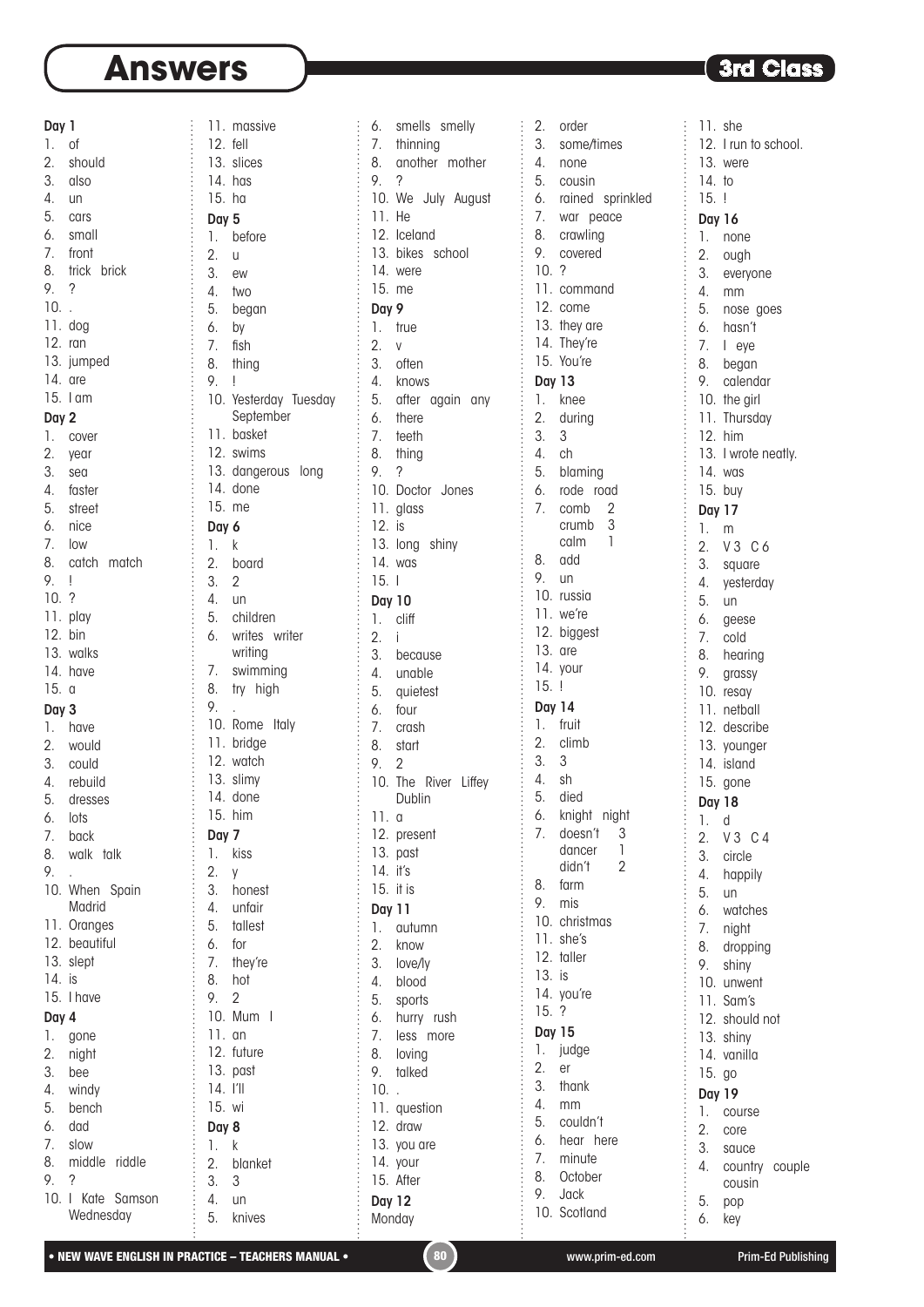# Answers

**3rd Class**

**Day 1**

1. of
2. should
3. also
4. un
5. cars
6. small
7. front
8. trick brick
9. ?
10. .
11. dog
12. ran
13. jumped
14. are
15. I am

**Day 2**

1. cover
2. year
3. sea
4. faster
5. street
6. nice
7. low
8. catch match
9. !
10. ?
11. play
12. bin
13. walks
14. have
15. a

**Day 3**

1. have
2. would
3. could
4. rebuild
5. dresses
6. lots
7. back
8. walk talk
9. .
10. When Spain Madrid
11. Oranges
12. beautiful
13. slept
14. is
15. I have

**Day 4**

1. gone
2. night
3. bee
4. windy
5. bench
6. dad
7. slow
8. middle riddle
9. ?
10. I Kate Samson Wednesday
11. massive
12. fell
13. slices
14. has
15. ha

**Day 5**

1. before
2. u
3. ew
4. two
5. began
6. by
7. fish
8. thing
9. !
10. Yesterday Tuesday September
11. basket
12. swims
13. dangerous long
14. done
15. me

**Day 6**

1. k
2. board
3. 2
4. un
5. children
6. writes writer writing
7. swimming
8. try high
9. .
10. Rome Italy
11. bridge
12. watch
13. slimy
14. done
15. him

**Day 7**

1. kiss
2. y
3. honest
4. unfair
5. tallest
6. for
7. they're
8. hot
9. 2
10. Mum I
11. an
12. future
13. past
14. I'll
15. wi

**Day 8**

1. k
2. blanket
3. 3
4. un
5. knives
6. smells smelly
7. thinning
8. another mother
9. ?
10. We July August
11. He
12. Iceland
13. bikes school
14. were
15. me

**Day 9**

1. true
2. v
3. often
4. knows
5. after again any
6. there
7. teeth
8. thing
9. ?
10. Doctor Jones
11. glass
12. is
13. long shiny
14. was
15. I

**Day 10**

1. cliff
2. i
3. because
4. unable
5. quietest
6. four
7. crash
8. start
9. 2
10. The River Liffey Dublin
11. a
12. present
13. past
14. it's
15. it is

**Day 11**

1. autumn
2. know
3. love/ly
4. blood
5. sports
6. hurry rush
7. less more
8. loving
9. talked
10. .
11. question
12. draw
13. you are
14. your
15. After

**Day 12**

Monday

2. order
3. some/times
4. none
5. cousin
6. rained sprinkled
7. war peace
8. crawling
9. covered
10. ?
11. command
12. come
13. they are
14. They're
15. You're

**Day 13**

1. knee
2. during
3. 3
4. ch
5. blaming
6. rode road
7. comb 2, crumb 3, calm 1
8. add
9. un
10. russia
11. we're
12. biggest
13. are
14. your
15. !

**Day 14**

1. fruit
2. climb
3. 3
4. sh
5. died
6. knight night
7. doesn't 3, dancer 1, didn't 2
8. farm
9. mis
10. christmas
11. she's
12. taller
13. is
14. you're
15. ?

**Day 15**

1. judge
2. er
3. thank
4. mm
5. couldn't
6. hear here
7. minute
8. October
9. Jack
10. Scotland
11. she
12. I run to school.
13. were
14. to
15. !

**Day 16**

1. none
2. ough
3. everyone
4. mm
5. nose goes
6. hasn't
7. I eye
8. began
9. calendar
10. the girl
11. Thursday
12. him
13. I wrote neatly.
14. was
15. buy

**Day 17**

1. m
2. V 3 C 6
3. square
4. yesterday
5. un
6. geese
7. cold
8. hearing
9. grassy
10. resay
11. netball
12. describe
13. younger
14. island
15. gone

**Day 18**

1. d
2. V 3 C 4
3. circle
4. happily
5. un
6. watches
7. night
8. dropping
9. shiny
10. unwent
11. Sam's
12. should not
13. shiny
14. vanilla
15. go

**Day 19**

1. course
2. core
3. sauce
4. country couple cousin
5. pop
6. key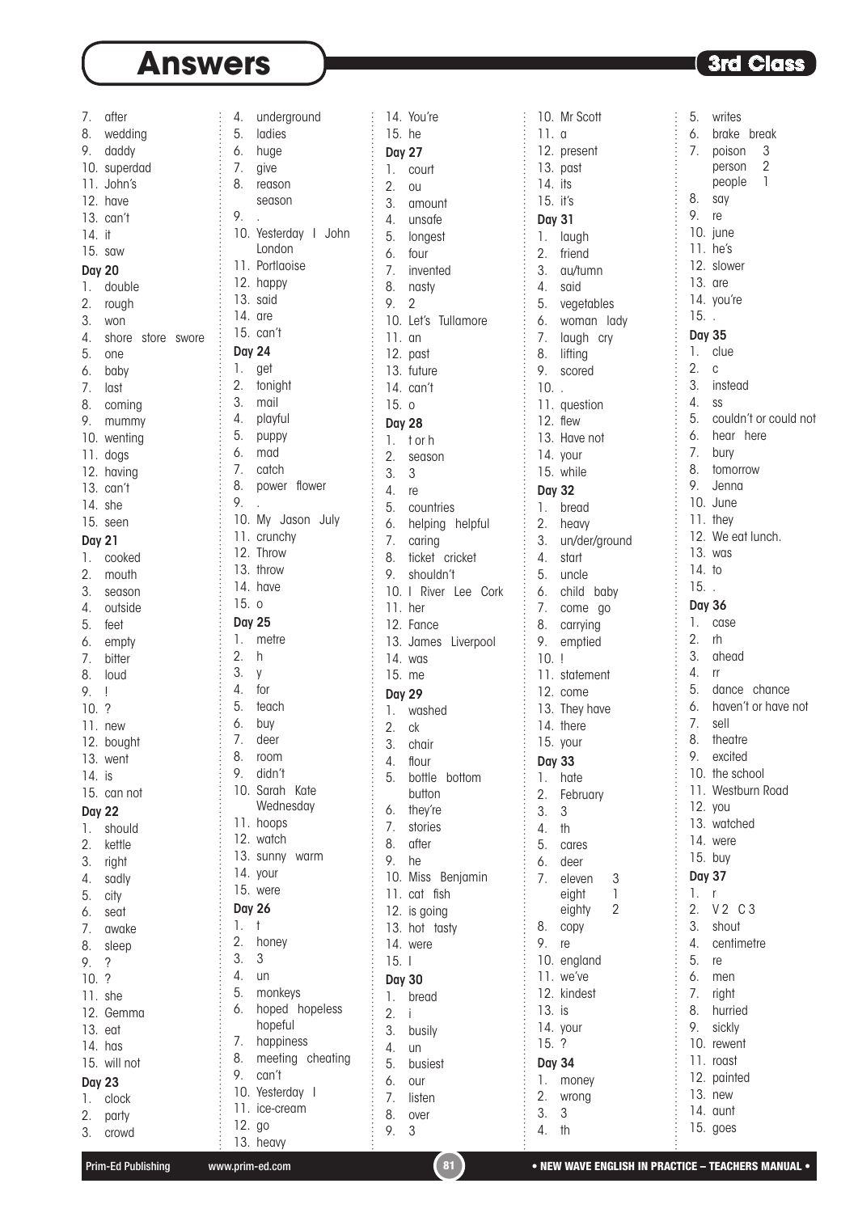# Answers

**3rd Class**

7. after
8. wedding
9. daddy
10. superdad
11. John's
12. have
13. can't
14. it
15. saw

**Day 20**

1. double
2. rough
3. won
4. shore store swore
5. one
6. baby
7. last
8. coming
9. mummy
10. wenting
11. dogs
12. having
13. can't
14. she
15. seen

**Day 21**

1. cooked
2. mouth
3. season
4. outside
5. feet
6. empty
7. bitter
8. loud
9. !
10. ?
11. new
12. bought
13. went
14. is
15. can not

**Day 22**

1. should
2. kettle
3. right
4. sadly
5. city
6. seat
7. awake
8. sleep
9. ?
10. ?
11. she
12. Gemma
13. eat
14. has
15. will not

**Day 23**

1. clock
2. party
3. crowd
4. underground
5. ladies
6. huge
7. give
8. reason
   season
9. .
10. Yesterday I John
    London
11. Portlaoise
12. happy
13. said
14. are
15. can't

**Day 24**

1. get
2. tonight
3. mail
4. playful
5. puppy
6. mad
7. catch
8. power flower
9. .
10. My Jason July
11. crunchy
12. Throw
13. throw
14. have
15. o

**Day 25**

1. metre
2. h
3. y
4. for
5. teach
6. buy
7. deer
8. room
9. didn't
10. Sarah Kate
    Wednesday
11. hoops
12. watch
13. sunny warm
14. your
15. were

**Day 26**

1. t
2. honey
3. 3
4. un
5. monkeys
6. hoped hopeless
   hopeful
7. happiness
8. meeting cheating
9. can't
10. Yesterday I
11. ice-cream
12. go
13. heavy
14. You're
15. he

**Day 27**

1. court
2. ou
3. amount
4. unsafe
5. longest
6. four
7. invented
8. nasty
9. 2
10. Let's Tullamore
11. an
12. past
13. future
14. can't
15. o

**Day 28**

1. t or h
2. season
3. 3
4. re
5. countries
6. helping helpful
7. caring
8. ticket cricket
9. shouldn't
10. I River Lee Cork
11. her
12. Fance
13. James Liverpool
14. was
15. me

**Day 29**

1. washed
2. ck
3. chair
4. flour
5. bottle bottom
   button
6. they're
7. stories
8. after
9. he
10. Miss Benjamin
11. cat fish
12. is going
13. hot tasty
14. were
15. I

**Day 30**

1. bread
2. i
3. busily
4. un
5. busiest
6. our
7. listen
8. over
9. 3
10. Mr Scott
11. a
12. present
13. past
14. its
15. it's

**Day 31**

1. laugh
2. friend
3. au/tumn
4. said
5. vegetables
6. woman lady
7. laugh cry
8. lifting
9. scored
10. .
11. question
12. flew
13. Have not
14. your
15. while

**Day 32**

1. bread
2. heavy
3. un/der/ground
4. start
5. uncle
6. child baby
7. come go
8. carrying
9. emptied
10. !
11. statement
12. come
13. They have
14. there
15. your

**Day 33**

1. hate
2. February
3. 3
4. th
5. cares
6. deer
7. eleven 3
   eight 1
   eighty 2
8. copy
9. re
10. england
11. we've
12. kindest
13. is
14. your
15. ?

**Day 34**

1. money
2. wrong
3. 3
4. th
5. writes
6. brake break
7. poison 3
   person 2
   people 1
8. say
9. re
10. june
11. he's
12. slower
13. are
14. you're
15. .

**Day 35**

1. clue
2. c
3. instead
4. ss
5. couldn't or could not
6. hear here
7. bury
8. tomorrow
9. Jenna
10. June
11. they
12. We eat lunch.
13. was
14. to
15. .

**Day 36**

1. case
2. rh
3. ahead
4. rr
5. dance chance
6. haven't or have not
7. sell
8. theatre
9. excited
10. the school
11. Westburn Road
12. you
13. watched
14. were
15. buy

**Day 37**

1. r
2. V 2 C 3
3. shout
4. centimetre
5. re
6. men
7. right
8. hurried
9. sickly
10. rewent
11. roast
12. painted
13. new
14. aunt
15. goes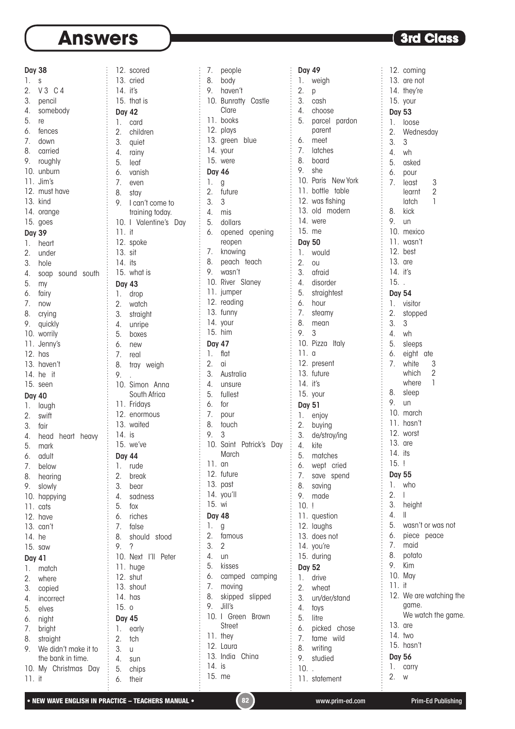# Answers

**3rd Class**

**Day 38**
1. s
2. V 3 C 4
3. pencil
4. somebody
5. re
6. fences
7. down
8. carried
9. roughly
10. unburn
11. Jim's
12. must have
13. kind
14. orange
15. goes

**Day 39**
1. heart
2. under
3. hole
4. soap sound south
5. my
6. fairy
7. now
8. crying
9. quickly
10. worrily
11. Jenny's
12. has
13. haven't
14. he it
15. seen

**Day 40**
1. laugh
2. swift
3. fair
4. head heart heavy
5. mark
6. adult
7. below
8. hearing
9. slowly
10. happying
11. cats
12. have
13. can't
14. he
15. saw

**Day 41**
1. match
2. where
3. copied
4. incorrect
5. elves
6. night
7. bright
8. straight
9. We didn't make it to the bank in time.
10. My Christmas Day
11. it
12. scored
13. cried
14. it's
15. that is

**Day 42**
1. card
2. children
3. quiet
4. rainy
5. leaf
6. vanish
7. even
8. stay
9. I can't come to training today.
10. I Valentine's Day
11. it
12. spoke
13. sit
14. its
15. what is

**Day 43**
1. drop
2. watch
3. straight
4. unripe
5. boxes
6. new
7. real
8. tray weigh
9. .
10. Simon Anna South Africa
11. Fridays
12. enormous
13. waited
14. is
15. we've

**Day 44**
1. rude
2. break
3. bear
4. sadness
5. fox
6. riches
7. false
8. should stood
9. ?
10. Next I'll Peter
11. huge
12. shut
13. shout
14. has
15. o

**Day 45**
1. early
2. tch
3. u
4. sun
5. chips
6. their
7. people
8. body
9. haven't
10. Bunratty Castle Clare
11. books
12. plays
13. green blue
14. your
15. were

**Day 46**
1. g
2. future
3. 3
4. mis
5. dollars
6. opened opening reopen
7. knowing
8. peach teach
9. wasn't
10. River Slaney
11. jumper
12. reading
13. funny
14. your
15. him

**Day 47**
1. flat
2. ai
3. Australia
4. unsure
5. fullest
6. for
7. pour
8. touch
9. 3
10. Saint Patrick's Day March
11. an
12. future
13. past
14. you'll
15. wi

**Day 48**
1. g
2. famous
3. 2
4. un
5. kisses
6. camped camping
7. moving
8. skipped slipped
9. Jill's
10. I Green Brown Street
11. they
12. Laura
13. India China
14. is
15. me

**Day 49**
1. weigh
2. p
3. cash
4. choose
5. parcel pardon parent
6. meet
7. latches
8. board
9. she
10. Paris New York
11. bottle table
12. was fishing
13. old modern
14. were
15. me

**Day 50**
1. would
2. ou
3. afraid
4. disorder
5. straightest
6. hour
7. steamy
8. mean
9. 3
10. Pizza Italy
11. a
12. present
13. future
14. it's
15. your

**Day 51**
1. enjoy
2. buying
3. de/stroy/ing
4. kite
5. matches
6. wept cried
7. save spend
8. saving
9. made
10. !
11. question
12. laughs
13. does not
14. you're
15. during

**Day 52**
1. drive
2. wheat
3. un/der/stand
4. toys
5. litre
6. picked chose
7. tame wild
8. writing
9. studied
10. .
11. statement
12. coming
13. are not
14. they're
15. your

**Day 53**
1. loose
2. Wednesday
3. 3
4. wh
5. asked
6. pour
7. least 3, learnt 2, latch 1
8. kick
9. un
10. mexico
11. wasn't
12. best
13. are
14. it's
15. .

**Day 54**
1. visitor
2. stopped
3. 3
4. wh
5. sleeps
6. eight ate
7. white 3, which 2, where 1
8. sleep
9. un
10. march
11. hasn't
12. worst
13. are
14. its
15. !

**Day 55**
1. who
2. l
3. height
4. ll
5. wasn't or was not
6. piece peace
7. maid
8. potato
9. Kim
10. May
11. it
12. We are watching the game. We watch the game.
13. are
14. two
15. hasn't

**Day 56**
1. carry
2. w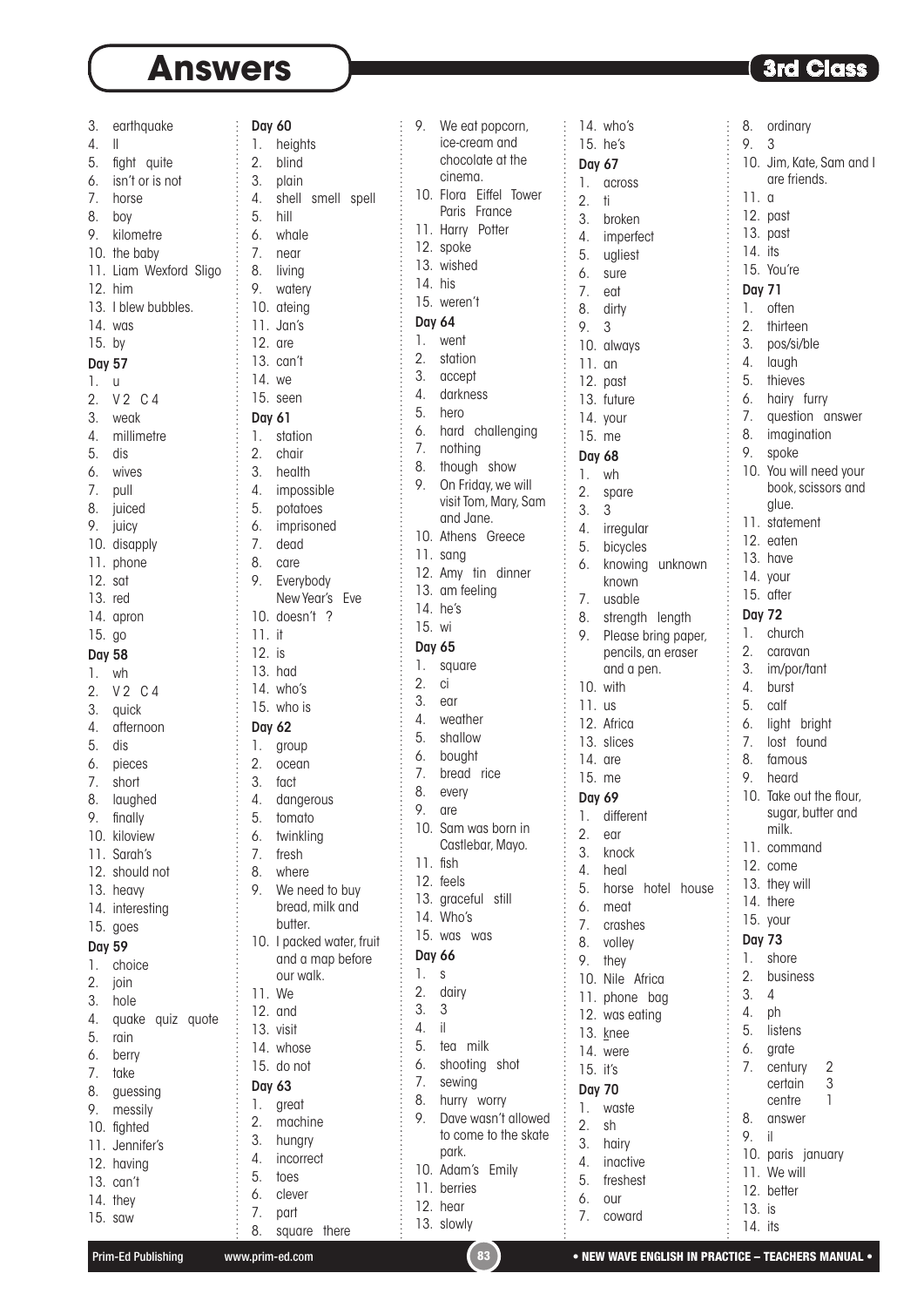# Answers

**3rd Class**

3. earthquake
4. ll
5. fight quite
6. isn't or is not
7. horse
8. boy
9. kilometre
10. the baby
11. Liam Wexford Sligo
12. him
13. I blew bubbles.
14. was
15. by

**Day 57**

1. u
2. V 2 C 4
3. weak
4. millimetre
5. dis
6. wives
7. pull
8. juiced
9. juicy
10. disapply
11. phone
12. sat
13. red
14. apron
15. go

**Day 58**

1. wh
2. V 2 C 4
3. quick
4. afternoon
5. dis
6. pieces
7. short
8. laughed
9. finally
10. kiloview
11. Sarah's
12. should not
13. heavy
14. interesting
15. goes

**Day 59**

1. choice
2. join
3. hole
4. quake quiz quote
5. rain
6. berry
7. take
8. guessing
9. messily
10. fighted
11. Jennifer's
12. having
13. can't
14. they
15. saw

**Day 60**

1. heights
2. blind
3. plain
4. shell smell spell
5. hill
6. whale
7. near
8. living
9. watery
10. ateing
11. Jan's
12. are
13. can't
14. we
15. seen

**Day 61**

1. station
2. chair
3. health
4. impossible
5. potatoes
6. imprisoned
7. dead
8. care
9. Everybody New Year's Eve
10. doesn't ?
11. it
12. is
13. had
14. who's
15. who is

**Day 62**

1. group
2. ocean
3. fact
4. dangerous
5. tomato
6. twinkling
7. fresh
8. where
9. We need to buy bread, milk and butter.
10. I packed water, fruit and a map before our walk.
11. We
12. and
13. visit
14. whose
15. do not

**Day 63**

1. great
2. machine
3. hungry
4. incorrect
5. toes
6. clever
7. part
8. square there
9. We eat popcorn, ice-cream and chocolate at the cinema.
10. Flora Eiffel Tower Paris France
11. Harry Potter
12. spoke
13. wished
14. his
15. weren't

**Day 64**

1. went
2. station
3. accept
4. darkness
5. hero
6. hard challenging
7. nothing
8. though show
9. On Friday, we will visit Tom, Mary, Sam and Jane.
10. Athens Greece
11. sang
12. Amy tin dinner
13. am feeling
14. he's
15. wi

**Day 65**

1. square
2. ci
3. ear
4. weather
5. shallow
6. bought
7. bread rice
8. every
9. are
10. Sam was born in Castlebar, Mayo.
11. fish
12. feels
13. graceful still
14. Who's
15. was was

**Day 66**

1. s
2. dairy
3. 3
4. il
5. tea milk
6. shooting shot
7. sewing
8. hurry worry
9. Dave wasn't allowed to come to the skate park.
10. Adam's Emily
11. berries
12. hear
13. slowly
14. who's
15. he's

**Day 67**

1. across
2. ti
3. broken
4. imperfect
5. ugliest
6. sure
7. eat
8. dirty
9. 3
10. always
11. an
12. past
13. future
14. your
15. me

**Day 68**

1. wh
2. spare
3. 3
4. irregular
5. bicycles
6. knowing unknown known
7. usable
8. strength length
9. Please bring paper, pencils, an eraser and a pen.
10. with
11. us
12. Africa
13. slices
14. are
15. me

**Day 69**

1. different
2. ear
3. knock
4. heal
5. horse hotel house
6. meat
7. crashes
8. volley
9. they
10. Nile Africa
11. phone bag
12. was eating
13. <u>k</u>nee
14. were
15. it's

**Day 70**

1. waste
2. sh
3. hairy
4. inactive
5. freshest
6. our
7. coward
8. ordinary
9. 3
10. Jim, Kate, Sam and I are friends.
11. a
12. past
13. past
14. its
15. You're

**Day 71**

1. often
2. thirteen
3. pos/si/ble
4. laugh
5. thieves
6. hairy furry
7. question answer
8. imagination
9. spoke
10. You will need your book, scissors and glue.
11. statement
12. eaten
13. have
14. your
15. after

**Day 72**

1. church
2. caravan
3. im/por/tant
4. burst
5. calf
6. light bright
7. lost found
8. famous
9. heard
10. Take out the flour, sugar, butter and milk.
11. command
12. come
13. they will
14. there
15. your

**Day 73**

1. shore
2. business
3. 4
4. ph
5. listens
6. grate
7. century 2, certain 3, centre 1
8. answer
9. il
10. paris january
11. We will
12. better
13. is
14. its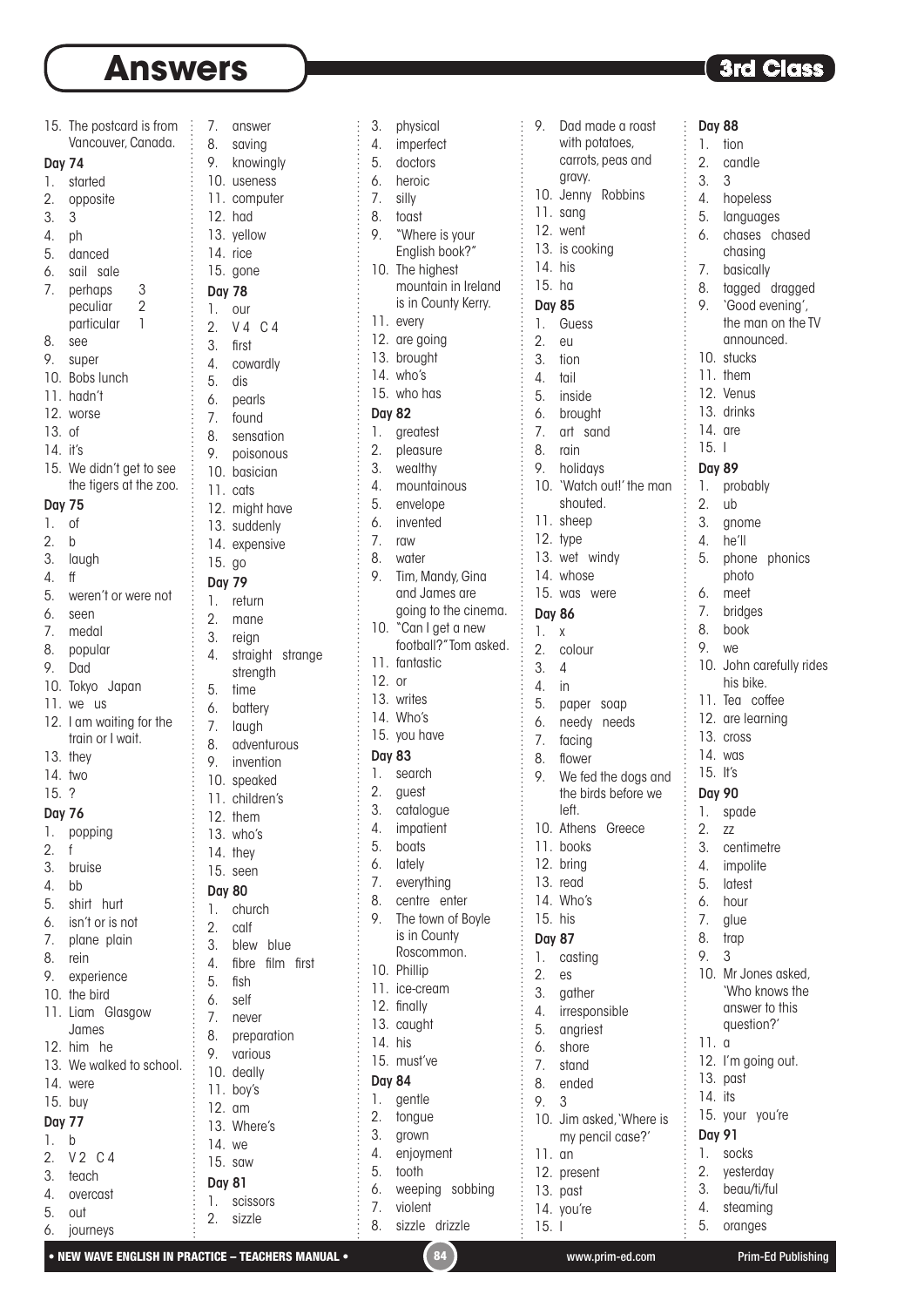# Answers

**3rd Class**

15. The postcard is from Vancouver, Canada.

**Day 74**

1. started
2. opposite
3. 3
4. ph
5. danced
6. sail sale
7. perhaps 3
   peculiar 2
   particular 1
8. see
9. super
10. Bobs lunch
11. hadn't
12. worse
13. of
14. it's
15. We didn't get to see the tigers at the zoo.

**Day 75**

1. of
2. b
3. laugh
4. ff
5. weren't or were not
6. seen
7. medal
8. popular
9. Dad
10. Tokyo Japan
11. we us
12. I am waiting for the train or I wait.
13. they
14. two
15. ?

**Day 76**

1. popping
2. f
3. bruise
4. bb
5. shirt hurt
6. isn't or is not
7. plane plain
8. rein
9. experience
10. the bird
11. Liam Glasgow James
12. him he
13. We walked to school.
14. were
15. buy

**Day 77**

1. b
2. V 2 C 4
3. teach
4. overcast
5. out
6. journeys
7. answer
8. saving
9. knowingly
10. useness
11. computer
12. had
13. yellow
14. rice
15. gone

**Day 78**

1. our
2. V 4 C 4
3. first
4. cowardly
5. dis
6. pearls
7. found
8. sensation
9. poisonous
10. basician
11. cats
12. might have
13. suddenly
14. expensive
15. go

**Day 79**

1. return
2. mane
3. reign
4. straight strange strength
5. time
6. battery
7. laugh
8. adventurous
9. invention
10. speaked
11. children's
12. them
13. who's
14. they
15. seen

**Day 80**

1. church
2. calf
3. blew blue
4. fibre film first
5. fish
6. self
7. never
8. preparation
9. various
10. deally
11. boy's
12. am
13. Where's
14. we
15. saw

**Day 81**

1. scissors
2. sizzle
3. physical
4. imperfect
5. doctors
6. heroic
7. silly
8. toast
9. "Where is your English book?"
10. The highest mountain in Ireland is in County Kerry.
11. every
12. are going
13. brought
14. who's
15. who has

**Day 82**

1. greatest
2. pleasure
3. wealthy
4. mountainous
5. envelope
6. invented
7. raw
8. water
9. Tim, Mandy, Gina and James are going to the cinema.
10. "Can I get a new football?" Tom asked.
11. fantastic
12. or
13. writes
14. Who's
15. you have

**Day 83**

1. search
2. guest
3. catalogue
4. impatient
5. boats
6. lately
7. everything
8. centre enter
9. The town of Boyle is in County Roscommon.
10. Phillip
11. ice-cream
12. finally
13. caught
14. his
15. must've

**Day 84**

1. gentle
2. tongue
3. grown
4. enjoyment
5. tooth
6. weeping sobbing
7. violent
8. sizzle drizzle
9. Dad made a roast with potatoes, carrots, peas and gravy.
10. Jenny Robbins
11. sang
12. went
13. is cooking
14. his
15. ha

**Day 85**

1. Guess
2. eu
3. tion
4. tail
5. inside
6. brought
7. art sand
8. rain
9. holidays
10. 'Watch out!' the man shouted.
11. sheep
12. type
13. wet windy
14. whose
15. was were

**Day 86**

1. x
2. colour
3. 4
4. in
5. paper soap
6. needy needs
7. facing
8. flower
9. We fed the dogs and the birds before we left.
10. Athens Greece
11. books
12. bring
13. read
14. Who's
15. his

**Day 87**

1. casting
2. es
3. gather
4. irresponsible
5. angriest
6. shore
7. stand
8. ended
9. 3
10. Jim asked, 'Where is my pencil case?'
11. an
12. present
13. past
14. you're
15. I

**Day 88**

1. tion
2. candle
3. 3
4. hopeless
5. languages
6. chases chased chasing
7. basically
8. tagged dragged
9. 'Good evening', the man on the TV announced.
10. stucks
11. them
12. Venus
13. drinks
14. are
15. I

**Day 89**

1. probably
2. ub
3. gnome
4. he'll
5. phone phonics photo
6. meet
7. bridges
8. book
9. we
10. John carefully rides his bike.
11. Tea coffee
12. are learning
13. cross
14. was
15. It's

**Day 90**

1. spade
2. zz
3. centimetre
4. impolite
5. latest
6. hour
7. glue
8. trap
9. 3
10. Mr Jones asked, 'Who knows the answer to this question?'
11. a
12. I'm going out.
13. past
14. its
15. your you're

**Day 91**

1. socks
2. yesterday
3. beau/ti/ful
4. steaming
5. oranges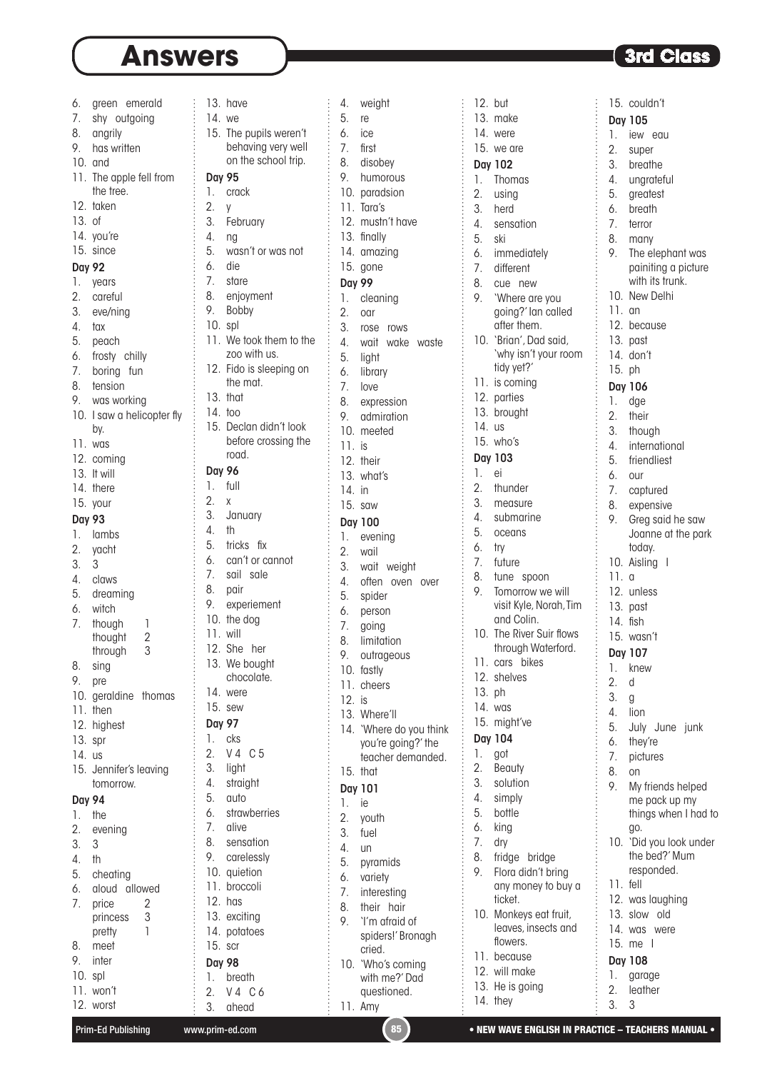# Answers

3rd Class

6. green emerald
7. shy outgoing
8. angrily
9. has written
10. and
11. The apple fell from the tree.
12. taken
13. of
14. you're
15. since

**Day 92**

1. years
2. careful
3. eve/ning
4. tax
5. peach
6. frosty chilly
7. boring fun
8. tension
9. was working
10. I saw a helicopter fly by.
11. was
12. coming
13. It will
14. there
15. your

**Day 93**

1. lambs
2. yacht
3. 3
4. claws
5. dreaming
6. witch
7. though 1
   thought 2
   through 3
8. sing
9. pre
10. geraldine thomas
11. then
12. highest
13. spr
14. us
15. Jennifer's leaving tomorrow.

**Day 94**

1. the
2. evening
3. 3
4. th
5. cheating
6. aloud allowed
7. price 2
   princess 3
   pretty 1
8. meet
9. inter
10. spl
11. won't
12. worst
13. have
14. we
15. The pupils weren't behaving very well on the school trip.

**Day 95**

1. crack
2. y
3. February
4. ng
5. wasn't or was not
6. die
7. stare
8. enjoyment
9. Bobby
10. spl
11. We took them to the zoo with us.
12. Fido is sleeping on the mat.
13. that
14. too
15. Declan didn't look before crossing the road.

**Day 96**

1. full
2. x
3. January
4. th
5. tricks fix
6. can't or cannot
7. sail sale
8. pair
9. experiement
10. the dog
11. will
12. She her
13. We bought chocolate.
14. were
15. sew

**Day 97**

1. cks
2. V 4 C 5
3. light
4. straight
5. auto
6. strawberries
7. alive
8. sensation
9. carelessly
10. quietion
11. broccoli
12. has
13. exciting
14. potatoes
15. scr

**Day 98**

1. breath
2. V 4 C 6
3. ahead
4. weight
5. re
6. ice
7. first
8. disobey
9. humorous
10. paradsion
11. Tara's
12. mustn't have
13. finally
14. amazing
15. gone

**Day 99**

1. cleaning
2. oar
3. rose rows
4. wait wake waste
5. light
6. library
7. love
8. expression
9. admiration
10. meeted
11. is
12. their
13. what's
14. in
15. saw

**Day 100**

1. evening
2. wail
3. wait weight
4. often oven over
5. spider
6. person
7. going
8. limitation
9. outrageous
10. fastly
11. cheers
12. is
13. Where'll
14. 'Where do you think you're going?' the teacher demanded.
15. that

**Day 101**

1. ie
2. youth
3. fuel
4. un
5. pyramids
6. variety
7. interesting
8. their hair
9. 'I'm afraid of spiders!' Bronagh cried.
10. 'Who's coming with me?' Dad questioned.
11. Amy
12. but
13. make
14. were
15. we are

**Day 102**

1. Thomas
2. using
3. herd
4. sensation
5. ski
6. immediately
7. different
8. cue new
9. 'Where are you going?' Ian called after them.
10. 'Brian', Dad said, 'why isn't your room tidy yet?'
11. is coming
12. parties
13. brought
14. us
15. who's

**Day 103**

1. ei
2. thunder
3. measure
4. submarine
5. oceans
6. try
7. future
8. tune spoon
9. Tomorrow we will visit Kyle, Norah, Tim and Colin.
10. The River Suir flows through Waterford.
11. cars bikes
12. shelves
13. ph
14. was
15. might've

**Day 104**

1. got
2. Beauty
3. solution
4. simply
5. bottle
6. king
7. dry
8. fridge bridge
9. Flora didn't bring any money to buy a ticket.
10. Monkeys eat fruit, leaves, insects and flowers.
11. because
12. will make
13. He is going
14. they
15. couldn't

**Day 105**

1. iew eau
2. super
3. breathe
4. ungrateful
5. greatest
6. breath
7. terror
8. many
9. The elephant was painiting a picture with its trunk.
10. New Delhi
11. an
12. because
13. past
14. don't
15. ph

**Day 106**

1. dge
2. their
3. though
4. international
5. friendliest
6. our
7. captured
8. expensive
9. Greg said he saw Joanne at the park today.
10. Aisling I
11. a
12. unless
13. past
14. fish
15. wasn't

**Day 107**

1. knew
2. d
3. g
4. lion
5. July June junk
6. they're
7. pictures
8. on
9. My friends helped me pack up my things when I had to go.
10. 'Did you look under the bed?' Mum responded.
11. fell
12. was laughing
13. slow old
14. was were
15. me I

**Day 108**

1. garage
2. leather
3. 3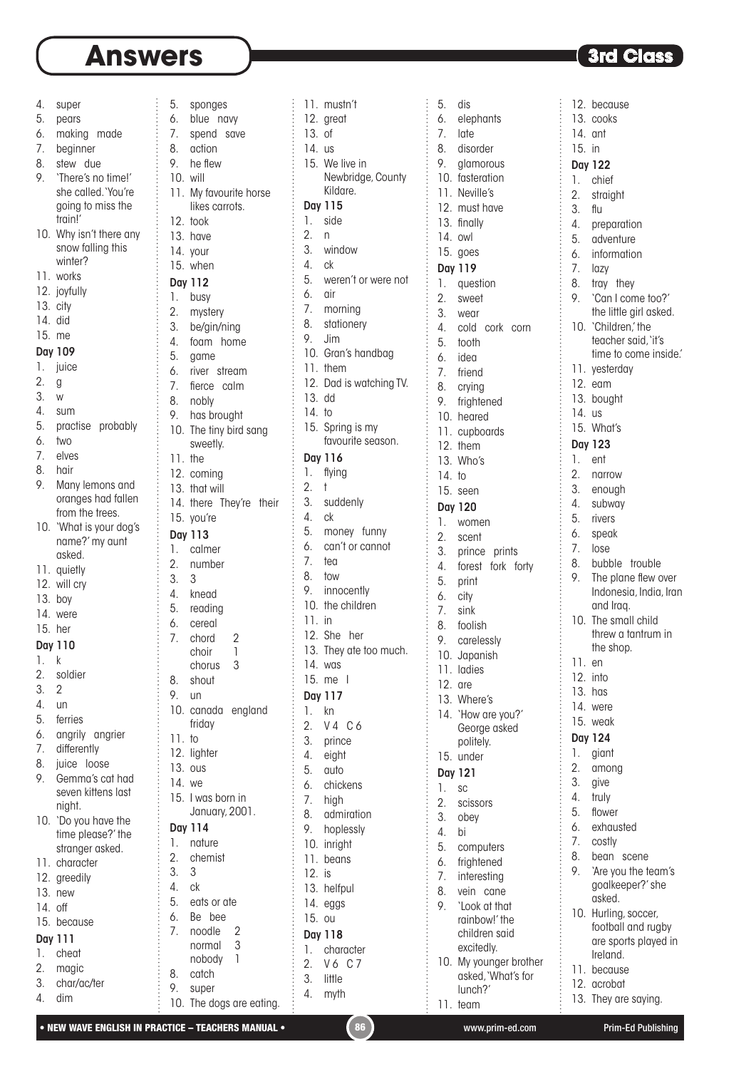# Answers

**3rd Class**

4. super
5. pears
6. making made
7. beginner
8. stew due
9. 'There's no time!' she called. 'You're going to miss the train!'
10. Why isn't there any snow falling this winter?
11. works
12. joyfully
13. city
14. did
15. me

### Day 109

1. juice
2. g
3. w
4. sum
5. practise probably
6. two
7. elves
8. hair
9. Many lemons and oranges had fallen from the trees.
10. 'What is your dog's name?' my aunt asked.
11. quietly
12. will cry
13. boy
14. were
15. her

### Day 110

1. k
2. soldier
3. 2
4. un
5. ferries
6. angrily angrier
7. differently
8. juice loose
9. Gemma's cat had seven kittens last night.
10. 'Do you have the time please?' the stranger asked.
11. character
12. greedily
13. new
14. off
15. because

### Day 111

1. cheat
2. magic
3. char/ac/ter
4. dim
5. sponges
6. blue navy
7. spend save
8. action
9. he flew
10. will
11. My favourite horse likes carrots.
12. took
13. have
14. your
15. when

### Day 112

1. busy
2. mystery
3. be/gin/ning
4. foam home
5. game
6. river stream
7. fierce calm
8. nobly
9. has brought
10. The tiny bird sang sweetly.
11. the
12. coming
13. that will
14. there They're their
15. you're

### Day 113

1. calmer
2. number
3. 3
4. knead
5. reading
6. cereal
7. chord 2, choir 1, chorus 3
8. shout
9. un
10. canada england friday
11. to
12. lighter
13. ous
14. we
15. I was born in January, 2001.

### Day 114

1. nature
2. chemist
3. 3
4. ck
5. eats or ate
6. Be bee
7. noodle 2, normal 3, nobody 1
8. catch
9. super
10. The dogs are eating.
11. mustn't
12. great
13. of
14. us
15. We live in Newbridge, County Kildare.

### Day 115

1. side
2. n
3. window
4. ck
5. weren't or were not
6. air
7. morning
8. stationery
9. Jim
10. Gran's handbag
11. them
12. Dad is watching TV.
13. dd
14. to
15. Spring is my favourite season.

### Day 116

1. flying
2. t
3. suddenly
4. ck
5. money funny
6. can't or cannot
7. tea
8. tow
9. innocently
10. the children
11. in
12. She her
13. They ate too much.
14. was
15. me I

### Day 117

1. kn
2. V 4 C 6
3. prince
4. eight
5. auto
6. chickens
7. high
8. admiration
9. hoplessly
10. inright
11. beans
12. is
13. helpful
14. eggs
15. ou

### Day 118

1. character
2. V 6 C 7
3. little
4. myth
5. dis
6. elephants
7. late
8. disorder
9. glamorous
10. fasteration
11. Neville's
12. must have
13. finally
14. owl
15. goes

### Day 119

1. question
2. sweet
3. wear
4. cold cork corn
5. tooth
6. idea
7. friend
8. crying
9. frightened
10. heared
11. cupboards
12. them
13. Who's
14. to
15. seen

### Day 120

1. women
2. scent
3. prince prints
4. forest fork forty
5. print
6. city
7. sink
8. foolish
9. carelessly
10. Japanish
11. ladies
12. are
13. Where's
14. 'How are you?' George asked politely.
15. under

### Day 121

1. sc
2. scissors
3. obey
4. bi
5. computers
6. frightened
7. interesting
8. vein cane
9. 'Look at that rainbow!' the children said excitedly.
10. My younger brother asked, 'What's for lunch?'
11. team
12. because
13. cooks
14. ant
15. in

### Day 122

1. chief
2. straight
3. flu
4. preparation
5. adventure
6. information
7. lazy
8. tray they
9. 'Can I come too?' the little girl asked.
10. 'Children,' the teacher said, 'it's time to come inside.'
11. yesterday
12. earn
13. bought
14. us
15. What's

### Day 123

1. ent
2. narrow
3. enough
4. subway
5. rivers
6. speak
7. lose
8. bubble trouble
9. The plane flew over Indonesia, India, Iran and Iraq.
10. The small child threw a tantrum in the shop.
11. en
12. into
13. has
14. were
15. weak

### Day 124

1. giant
2. among
3. give
4. truly
5. flower
6. exhausted
7. costly
8. bean scene
9. 'Are you the team's goalkeeper?' she asked.
10. Hurling, soccer, football and rugby are sports played in Ireland.
11. because
12. acrobat
13. They are saying.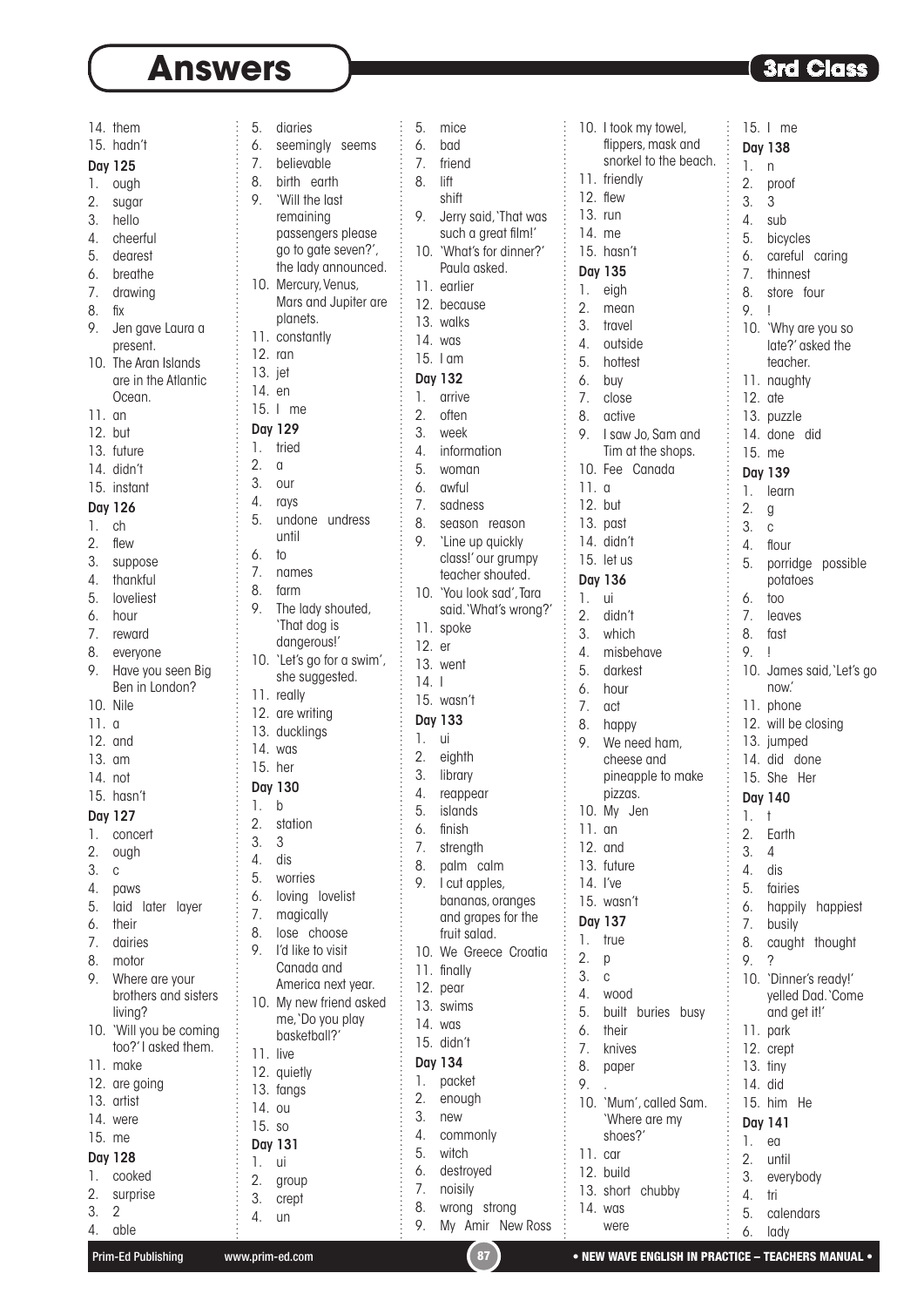# Answers

3rd Class

14. them
15. hadn't

**Day 125**

1. ough
2. sugar
3. hello
4. cheerful
5. dearest
6. breathe
7. drawing
8. fix
9. Jen gave Laura a present.
10. The Aran Islands are in the Atlantic Ocean.
11. an
12. but
13. future
14. didn't
15. instant

**Day 126**

1. ch
2. flew
3. suppose
4. thankful
5. loveliest
6. hour
7. reward
8. everyone
9. Have you seen Big Ben in London?
10. Nile
11. a
12. and
13. am
14. not
15. hasn't

**Day 127**

1. concert
2. ough
3. c
4. paws
5. laid later layer
6. their
7. dairies
8. motor
9. Where are your brothers and sisters living?
10. 'Will you be coming too?' I asked them.
11. make
12. are going
13. artist
14. were
15. me

**Day 128**

1. cooked
2. surprise
3. 2
4. able
5. diaries
6. seemingly seems
7. believable
8. birth earth
9. 'Will the last remaining passengers please go to gate seven?', the lady announced.
10. Mercury, Venus, Mars and Jupiter are planets.
11. constantly
12. ran
13. jet
14. en
15. I me

**Day 129**

1. tried
2. a
3. our
4. rays
5. undone undress until
6. to
7. names
8. farm
9. The lady shouted, 'That dog is dangerous!'
10. 'Let's go for a swim', she suggested.
11. really
12. are writing
13. ducklings
14. was
15. her

**Day 130**

1. b
2. station
3. 3
4. dis
5. worries
6. loving lovelist
7. magically
8. lose choose
9. I'd like to visit Canada and America next year.
10. My new friend asked me, 'Do you play basketball?'
11. live
12. quietly
13. fangs
14. ou
15. so

**Day 131**

1. ui
2. group
3. crept
4. un
5. mice
6. bad
7. friend
8. lift shift
9. Jerry said, 'That was such a great film!'
10. 'What's for dinner?' Paula asked.
11. earlier
12. because
13. walks
14. was
15. I am

**Day 132**

1. arrive
2. often
3. week
4. information
5. woman
6. awful
7. sadness
8. season reason
9. 'Line up quickly class!' our grumpy teacher shouted.
10. 'You look sad', Tara said. 'What's wrong?'
11. spoke
12. er
13. went
14. I
15. wasn't

**Day 133**

1. ui
2. eighth
3. library
4. reappear
5. islands
6. finish
7. strength
8. palm calm
9. I cut apples, bananas, oranges and grapes for the fruit salad.
10. We Greece Croatia
11. finally
12. pear
13. swims
14. was
15. didn't

**Day 134**

1. packet
2. enough
3. new
4. commonly
5. witch
6. destroyed
7. noisily
8. wrong strong
9. My Amir New Ross
10. I took my towel, flippers, mask and snorkel to the beach.
11. friendly
12. flew
13. run
14. me
15. hasn't

**Day 135**

1. eigh
2. mean
3. travel
4. outside
5. hottest
6. buy
7. close
8. active
9. I saw Jo, Sam and Tim at the shops.
10. Fee Canada
11. a
12. but
13. past
14. didn't
15. let us

**Day 136**

1. ui
2. didn't
3. which
4. misbehave
5. darkest
6. hour
7. act
8. happy
9. We need ham, cheese and pineapple to make pizzas.
10. My Jen
11. an
12. and
13. future
14. I've
15. wasn't

**Day 137**

1. true
2. p
3. c
4. wood
5. built buries busy
6. their
7. knives
8. paper
9. .
10. 'Mum', called Sam. 'Where are my shoes?'
11. car
12. build
13. short chubby
14. was were
15. I me

**Day 138**

1. n
2. proof
3. 3
4. sub
5. bicycles
6. careful caring
7. thinnest
8. store four
9. !
10. 'Why are you so late?' asked the teacher.
11. naughty
12. ate
13. puzzle
14. done did
15. me

**Day 139**

1. learn
2. g
3. c
4. flour
5. porridge possible potatoes
6. too
7. leaves
8. fast
9. !
10. James said, 'Let's go now.'
11. phone
12. will be closing
13. jumped
14. did done
15. She Her

**Day 140**

1. t
2. Earth
3. 4
4. dis
5. fairies
6. happily happiest
7. busily
8. caught thought
9. ?
10. 'Dinner's ready!' yelled Dad. 'Come and get it!'
11. park
12. crept
13. tiny
14. did
15. him He

**Day 141**

1. ea
2. until
3. everybody
4. tri
5. calendars
6. lady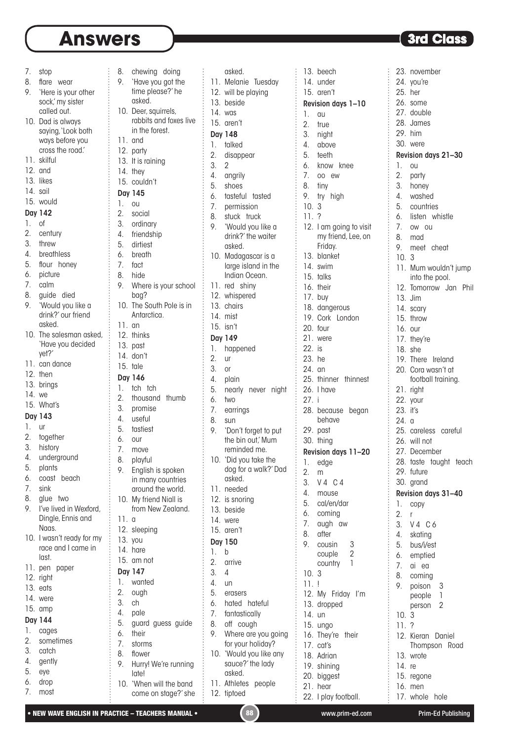# Answers

**3rd Class**

7. stop
8. flare wear
9. 'Here is your other sock,' my sister called out.
10. Dad is always saying, 'Look both ways before you cross the road.'
11. skilful
12. and
13. likes
14. sail
15. would

**Day 142**

1. of
2. century
3. threw
4. breathless
5. flour honey
6. picture
7. calm
8. guide died
9. 'Would you like a drink?' our friend asked.
10. The salesman asked, 'Have you decided yet?'
11. can dance
12. then
13. brings
14. we
15. What's

**Day 143**

1. ur
2. together
3. history
4. underground
5. plants
6. coast beach
7. sink
8. glue two
9. I've lived in Wexford, Dingle, Ennis and Naas.
10. I wasn't ready for my race and I came in last.
11. pen paper
12. right
13. eats
14. were
15. amp

**Day 144**

1. cages
2. sometimes
3. catch
4. gently
5. eye
6. drop
7. most
8. chewing doing
9. 'Have you got the time please?' he asked.
10. Deer, squirrels, rabbits and foxes live in the forest.
11. and
12. party
13. It is raining
14. they
15. couldn't

**Day 145**

1. ou
2. social
3. ordinary
4. friendship
5. dirtiest
6. breath
7. fact
8. hide
9. Where is your school bag?
10. The South Pole is in Antarctica.
11. an
12. thinks
13. past
14. don't
15. tale

**Day 146**

1. tch tch
2. thousand thumb
3. promise
4. useful
5. tastiest
6. our
7. move
8. playful
9. English is spoken in many countries around the world.
10. My friend Niall is from New Zealand.
11. a
12. sleeping
13. you
14. hare
15. am not

**Day 147**

1. wanted
2. ough
3. ch
4. pale
5. guard guess guide
6. their
7. storms
8. flower
9. Hurry! We're running late!
10. 'When will the band come on stage?' she asked.
11. Melanie Tuesday
12. will be playing
13. beside
14. was
15. aren't

**Day 148**

1. talked
2. disappear
3. 2
4. angrily
5. shoes
6. tasteful tasted
7. permission
8. stuck truck
9. 'Would you like a drink?' the waiter asked.
10. Madagascar is a large island in the Indian Ocean.
11. red shiny
12. whispered
13. chairs
14. mist
15. isn't

**Day 149**

1. happened
2. ur
3. or
4. plain
5. nearly never night
6. two
7. earrings
8. sun
9. 'Don't forget to put the bin out,' Mum reminded me.
10. 'Did you take the dog for a walk?' Dad asked.
11. needed
12. is snoring
13. beside
14. were
15. aren't

**Day 150**

1. b
2. arrive
3. 4
4. un
5. erasers
6. hated hateful
7. fantastically
8. off cough
9. Where are you going for your holiday?
10. 'Would you like any sauce?' the lady asked.
11. Athletes people
12. tiptoed
13. beech
14. under
15. aren't

**Revision days 1–10**

1. au
2. true
3. night
4. above
5. teeth
6. know knee
7. oo ew
8. tiny
9. try high
10. 3
11. ?
12. I am going to visit my friend, Lee, on Friday.
13. blanket
14. swim
15. talks
16. their
17. buy
18. dangerous
19. Cork London
20. four
21. were
22. is
23. he
24. an
25. thinner thinnest
26. I have
27. i
28. because began behave
29. past
30. thing

**Revision days 11–20**

1. edge
2. m
3. V 4 C 4
4. mouse
5. cal/en/dar
6. coming
7. augh aw
8. after
9. cousin 3, couple 2, country 1
10. 3
11. !
12. My Friday I'm
13. dropped
14. un
15. ungo
16. They're their
17. cat's
18. Adrian
19. shining
20. biggest
21. hear
22. I play football.
23. november
24. you're
25. her
26. some
27. double
28. James
29. him
30. were

**Revision days 21–30**

1. ou
2. party
3. honey
4. washed
5. countries
6. listen whistle
7. ow ou
8. mad
9. meet cheat
10. 3
11. Mum wouldn't jump into the pool.
12. Tomorrow Jan Phil
13. Jim
14. scary
15. throw
16. our
17. they're
18. she
19. There Ireland
20. Cora wasn't at football training.
21. right
22. your
23. it's
24. a
25. careless careful
26. will not
27. December
28. taste taught teach
29. future
30. grand

**Revision days 31–40**

1. copy
2. r
3. V 4 C 6
4. skating
5. bus/i/est
6. emptied
7. ai ea
8. coming
9. poison 3, people 1, person 2
10. 3
11. ?
12. Kieran Daniel Thompson Road
13. wrote
14. re
15. regone
16. men
17. whole hole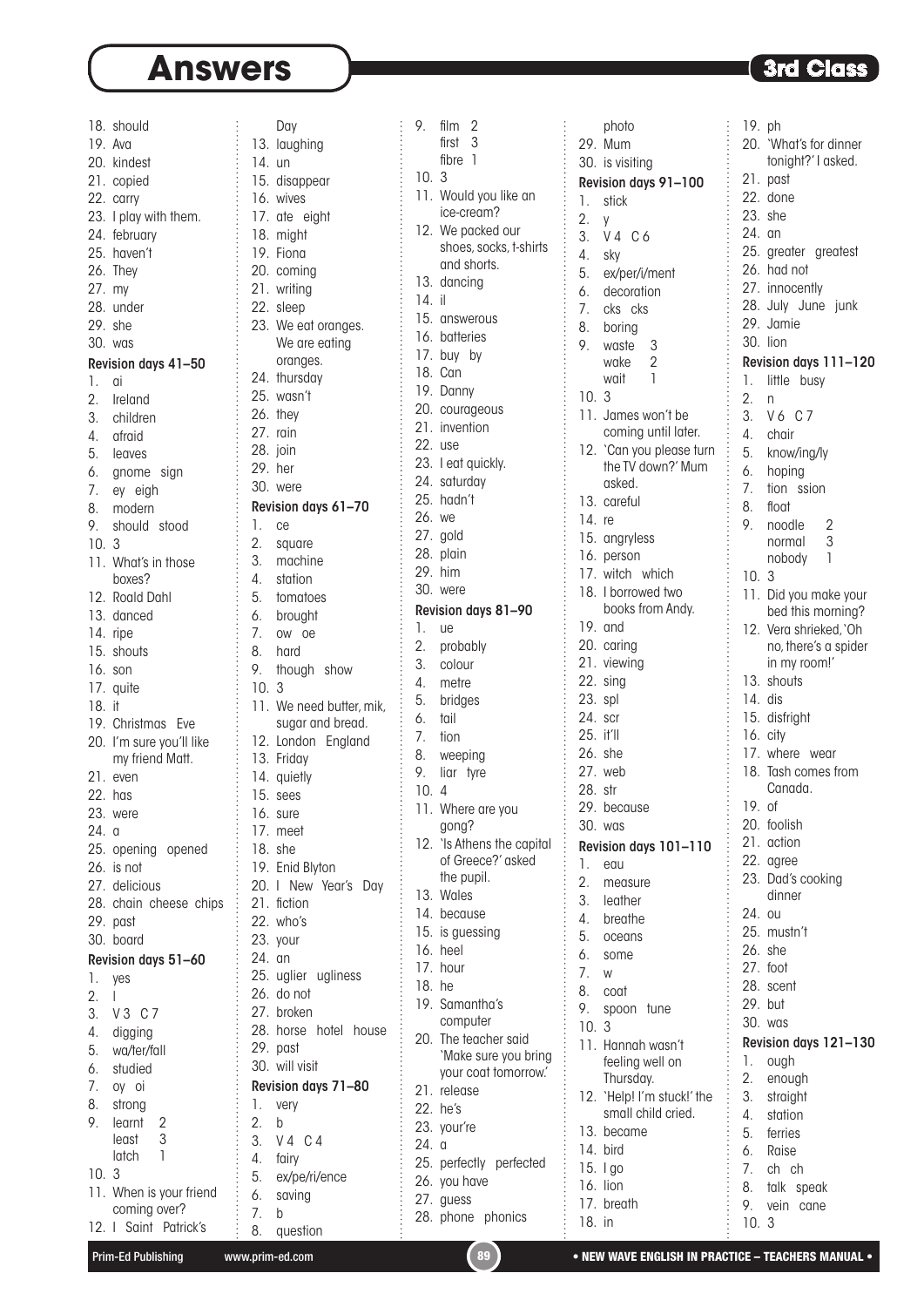# Answers

3rd Class

18. should
19. Ava
20. kindest
21. copied
22. carry
23. I play with them.
24. february
25. haven't
26. They
27. my
28. under
29. she
30. was

**Revision days 41–50**

1. ai
2. Ireland
3. children
4. afraid
5. leaves
6. gnome sign
7. ey eigh
8. modern
9. should stood
10. 3
11. What's in those boxes?
12. Roald Dahl
13. danced
14. ripe
15. shouts
16. son
17. quite
18. it
19. Christmas Eve
20. I'm sure you'll like my friend Matt.
21. even
22. has
23. were
24. a
25. opening opened
26. is not
27. delicious
28. chain cheese chips
29. past
30. board

**Revision days 51–60**

1. yes
2. I
3. V 3 C 7
4. digging
5. wa/ter/fall
6. studied
7. oy oi
8. strong
9. learnt 2
   least 3
   latch 1
10. 3
11. When is your friend coming over?
12. I Saint Patrick's Day
13. laughing
14. un
15. disappear
16. wives
17. ate eight
18. might
19. Fiona
20. coming
21. writing
22. sleep
23. We eat oranges. We are eating oranges.
24. thursday
25. wasn't
26. they
27. rain
28. join
29. her
30. were

**Revision days 61–70**

1. ce
2. square
3. machine
4. station
5. tomatoes
6. brought
7. ow oe
8. hard
9. though show
10. 3
11. We need butter, mik, sugar and bread.
12. London England
13. Friday
14. quietly
15. sees
16. sure
17. meet
18. she
19. Enid Blyton
20. I New Year's Day
21. fiction
22. who's
23. your
24. an
25. uglier ugliness
26. do not
27. broken
28. horse hotel house
29. past
30. will visit

**Revision days 71–80**

1. very
2. b
3. V 4 C 4
4. fairy
5. ex/pe/ri/ence
6. saving
7. b
8. question
9. film 2
   first 3
   fibre 1
10. 3
11. Would you like an ice-cream?
12. We packed our shoes, socks, t-shirts and shorts.
13. dancing
14. il
15. answerous
16. batteries
17. buy by
18. Can
19. Danny
20. courageous
21. invention
22. use
23. I eat quickly.
24. saturday
25. hadn't
26. we
27. gold
28. plain
29. him
30. were

**Revision days 81–90**

1. ue
2. probably
3. colour
4. metre
5. bridges
6. tail
7. tion
8. weeping
9. liar tyre
10. 4
11. Where are you gong?
12. 'Is Athens the capital of Greece?' asked the pupil.
13. Wales
14. because
15. is guessing
16. heel
17. hour
18. he
19. Samantha's computer
20. The teacher said 'Make sure you bring your coat tomorrow.'
21. release
22. he's
23. you're
24. a
25. perfectly perfected
26. you have
27. guess
28. phone phonics photo
29. Mum
30. is visiting

**Revision days 91–100**

1. stick
2. y
3. V 4 C 6
4. sky
5. ex/per/i/ment
6. decoration
7. cks cks
8. boring
9. waste 3
   wake 2
   wait 1
10. 3
11. James won't be coming until later.
12. 'Can you please turn the TV down?' Mum asked.
13. careful
14. re
15. angryless
16. person
17. witch which
18. I borrowed two books from Andy.
19. and
20. caring
21. viewing
22. sing
23. spl
24. scr
25. it'll
26. she
27. web
28. str
29. because
30. was

**Revision days 101–110**

1. eau
2. measure
3. leather
4. breathe
5. oceans
6. some
7. w
8. coat
9. spoon tune
10. 3
11. Hannah wasn't feeling well on Thursday.
12. 'Help! I'm stuck!' the small child cried.
13. became
14. bird
15. I go
16. lion
17. breath
18. in
19. ph
20. 'What's for dinner tonight?' I asked.
21. past
22. done
23. she
24. an
25. greater greatest
26. had not
27. innocently
28. July June junk
29. Jamie
30. lion

**Revision days 111–120**

1. little busy
2. n
3. V 6 C 7
4. chair
5. know/ing/ly
6. hoping
7. tion ssion
8. float
9. noodle 2
   normal 3
   nobody 1
10. 3
11. Did you make your bed this morning?
12. Vera shrieked, 'Oh no, there's a spider in my room!'
13. shouts
14. dis
15. disfright
16. city
17. where wear
18. Tash comes from Canada.
19. of
20. foolish
21. action
22. agree
23. Dad's cooking dinner
24. ou
25. mustn't
26. she
27. foot
28. scent
29. but
30. was

**Revision days 121–130**

1. ough
2. enough
3. straight
4. station
5. ferries
6. Raise
7. ch ch
8. talk speak
9. vein cane
10. 3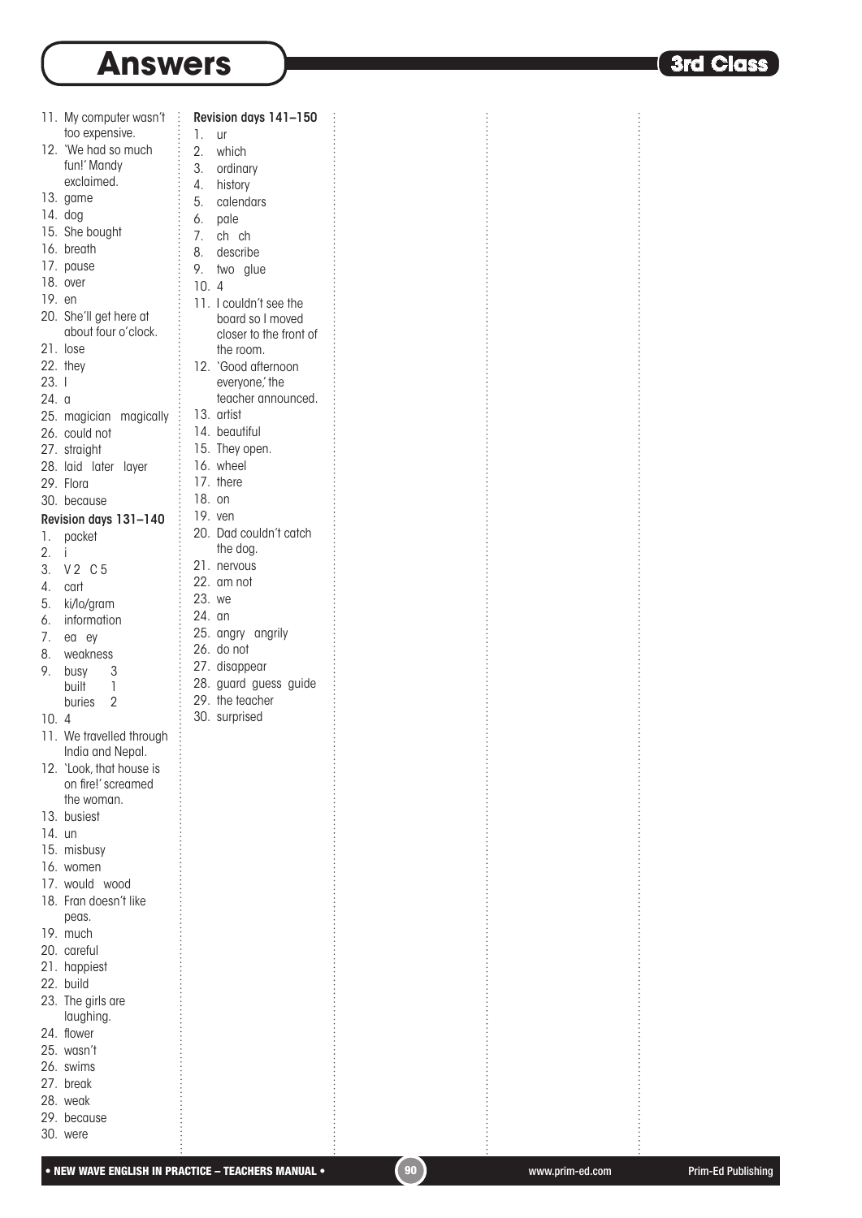# Answers

3rd Class

11. My computer wasn't too expensive.
12. 'We had so much fun!' Mandy exclaimed.
13. game
14. dog
15. She bought
16. breath
17. pause
18. over
19. en
20. She'll get here at about four o'clock.
21. lose
22. they
23. I
24. a
25. magician magically
26. could not
27. straight
28. laid later layer
29. Flora
30. because

**Revision days 131–140**

1. packet
2. i
3. V 2 C 5
4. cart
5. ki/lo/gram
6. information
7. ea ey
8. weakness
9. busy 3
   built 1
   buries 2
10. 4
11. We travelled through India and Nepal.
12. 'Look, that house is on fire!' screamed the woman.
13. busiest
14. un
15. misbusy
16. women
17. would wood
18. Fran doesn't like peas.
19. much
20. careful
21. happiest
22. build
23. The girls are laughing.
24. flower
25. wasn't
26. swims
27. break
28. weak
29. because
30. were

**Revision days 141–150**

1. ur
2. which
3. ordinary
4. history
5. calendars
6. pale
7. ch ch
8. describe
9. two glue
10. 4
11. I couldn't see the board so I moved closer to the front of the room.
12. 'Good afternoon everyone,' the teacher announced.
13. artist
14. beautiful
15. They open.
16. wheel
17. there
18. on
19. ven
20. Dad couldn't catch the dog.
21. nervous
22. am not
23. we
24. an
25. angry angrily
26. do not
27. disappear
28. guard guess guide
29. the teacher
30. surprised